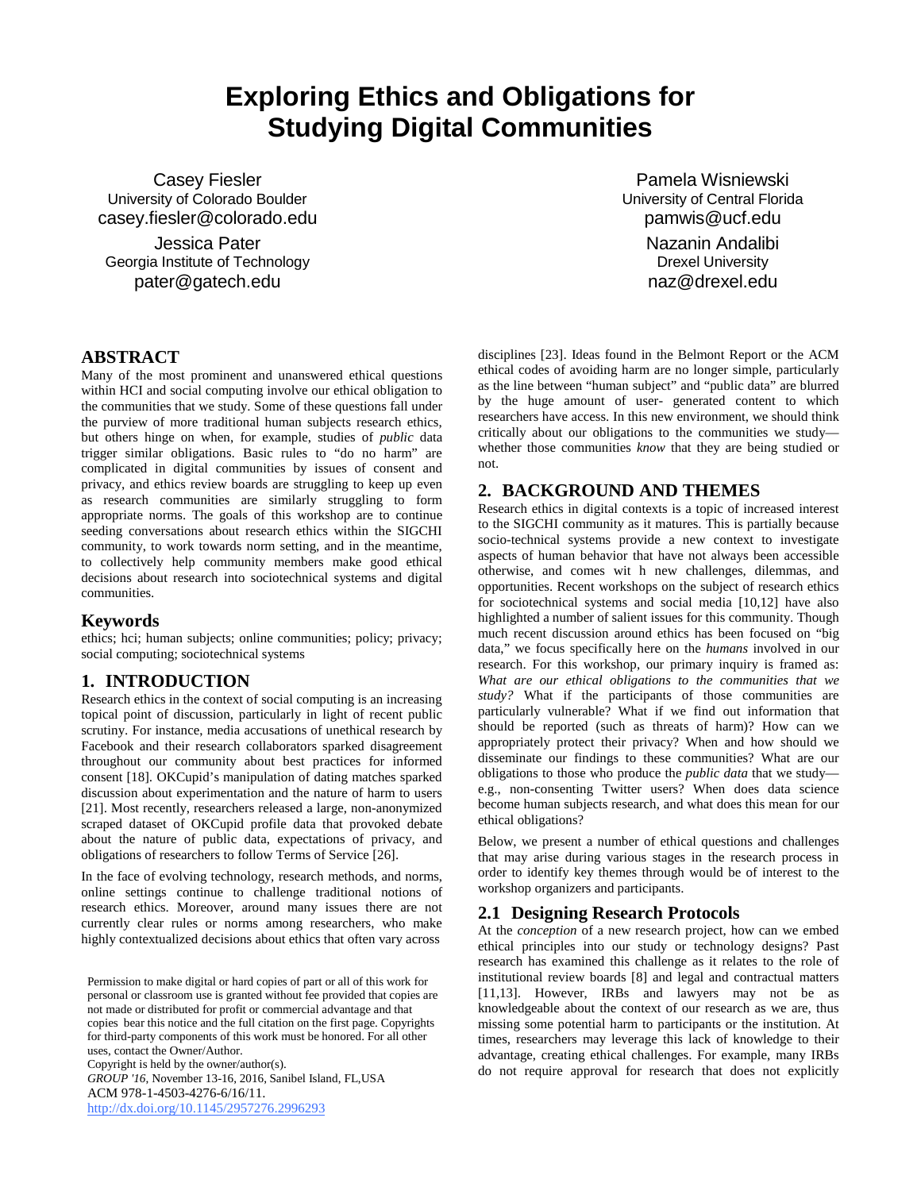# Exploring Ethics and Obligations for Studying Digital Communities

Casey Fiesler
University of Colorado Boulder
casey.fiesler@colorado.edu

Jessica Pater
Georgia Institute of Technology
pater@gatech.edu

Pamela Wisniewski
University of Central Florida
pamwis@ucf.edu

Nazanin Andalibi
Drexel University
naz@drexel.edu

## ABSTRACT

Many of the most prominent and unanswered ethical questions within HCI and social computing involve our ethical obligation to the communities that we study. Some of these questions fall under the purview of more traditional human subjects research ethics, but others hinge on when, for example, studies of *public* data trigger similar obligations. Basic rules to "do no harm" are complicated in digital communities by issues of consent and privacy, and ethics review boards are struggling to keep up even as research communities are similarly struggling to form appropriate norms. The goals of this workshop are to continue seeding conversations about research ethics within the SIGCHI community, to work towards norm setting, and in the meantime, to collectively help community members make good ethical decisions about research into sociotechnical systems and digital communities.

## Keywords

ethics; hci; human subjects; online communities; policy; privacy; social computing; sociotechnical systems

## 1. INTRODUCTION

Research ethics in the context of social computing is an increasing topical point of discussion, particularly in light of recent public scrutiny. For instance, media accusations of unethical research by Facebook and their research collaborators sparked disagreement throughout our community about best practices for informed consent [18]. OKCupid's manipulation of dating matches sparked discussion about experimentation and the nature of harm to users [21]. Most recently, researchers released a large, non-anonymized scraped dataset of OKCupid profile data that provoked debate about the nature of public data, expectations of privacy, and obligations of researchers to follow Terms of Service [26].

In the face of evolving technology, research methods, and norms, online settings continue to challenge traditional notions of research ethics. Moreover, around many issues there are not currently clear rules or norms among researchers, who make highly contextualized decisions about ethics that often vary across disciplines [23]. Ideas found in the Belmont Report or the ACM ethical codes of avoiding harm are no longer simple, particularly as the line between "human subject" and "public data" are blurred by the huge amount of user- generated content to which researchers have access. In this new environment, we should think critically about our obligations to the communities we study—whether those communities *know* that they are being studied or not.

Permission to make digital or hard copies of part or all of this work for personal or classroom use is granted without fee provided that copies are not made or distributed for profit or commercial advantage and that copies bear this notice and the full citation on the first page. Copyrights for third-party components of this work must be honored. For all other uses, contact the Owner/Author.
Copyright is held by the owner/author(s).
*GROUP '16*, November 13-16, 2016, Sanibel Island, FL,USA
ACM 978-1-4503-4276-6/16/11.
http://dx.doi.org/10.1145/2957276.2996293

## 2. BACKGROUND AND THEMES

Research ethics in digital contexts is a topic of increased interest to the SIGCHI community as it matures. This is partially because socio-technical systems provide a new context to investigate aspects of human behavior that have not always been accessible otherwise, and comes wit h new challenges, dilemmas, and opportunities. Recent workshops on the subject of research ethics for sociotechnical systems and social media [10,12] have also highlighted a number of salient issues for this community. Though much recent discussion around ethics has been focused on "big data," we focus specifically here on the *humans* involved in our research. For this workshop, our primary inquiry is framed as: *What are our ethical obligations to the communities that we study?* What if the participants of those communities are particularly vulnerable? What if we find out information that should be reported (such as threats of harm)? How can we appropriately protect their privacy? When and how should we disseminate our findings to these communities? What are our obligations to those who produce the *public data* that we study—e.g., non-consenting Twitter users? When does data science become human subjects research, and what does this mean for our ethical obligations?

Below, we present a number of ethical questions and challenges that may arise during various stages in the research process in order to identify key themes through would be of interest to the workshop organizers and participants.

### 2.1 Designing Research Protocols

At the *conception* of a new research project, how can we embed ethical principles into our study or technology designs? Past research has examined this challenge as it relates to the role of institutional review boards [8] and legal and contractual matters [11,13]. However, IRBs and lawyers may not be as knowledgeable about the context of our research as we are, thus missing some potential harm to participants or the institution. At times, researchers may leverage this lack of knowledge to their advantage, creating ethical challenges. For example, many IRBs do not require approval for research that does not explicitly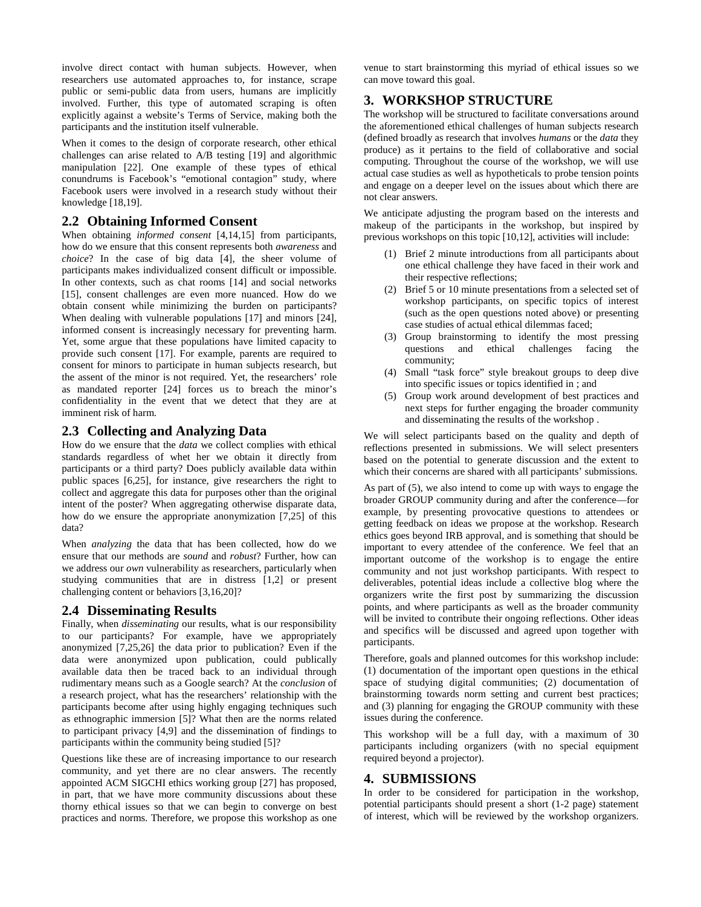involve direct contact with human subjects. However, when researchers use automated approaches to, for instance, scrape public or semi-public data from users, humans are implicitly involved. Further, this type of automated scraping is often explicitly against a website's Terms of Service, making both the participants and the institution itself vulnerable.

When it comes to the design of corporate research, other ethical challenges can arise related to A/B testing [19] and algorithmic manipulation [22]. One example of these types of ethical conundrums is Facebook's "emotional contagion" study, where Facebook users were involved in a research study without their knowledge [18,19].

## 2.2 Obtaining Informed Consent

When obtaining *informed consent* [4,14,15] from participants, how do we ensure that this consent represents both *awareness* and *choice*? In the case of big data [4], the sheer volume of participants makes individualized consent difficult or impossible. In other contexts, such as chat rooms [14] and social networks [15], consent challenges are even more nuanced. How do we obtain consent while minimizing the burden on participants? When dealing with vulnerable populations [17] and minors [24], informed consent is increasingly necessary for preventing harm. Yet, some argue that these populations have limited capacity to provide such consent [17]. For example, parents are required to consent for minors to participate in human subjects research, but the assent of the minor is not required. Yet, the researchers' role as mandated reporter [24] forces us to breach the minor's confidentiality in the event that we detect that they are at imminent risk of harm.

## 2.3 Collecting and Analyzing Data

How do we ensure that the *data* we collect complies with ethical standards regardless of whet her we obtain it directly from participants or a third party? Does publicly available data within public spaces [6,25], for instance, give researchers the right to collect and aggregate this data for purposes other than the original intent of the poster? When aggregating otherwise disparate data, how do we ensure the appropriate anonymization [7,25] of this data?

When *analyzing* the data that has been collected, how do we ensure that our methods are *sound* and *robust*? Further, how can we address our *own* vulnerability as researchers, particularly when studying communities that are in distress [1,2] or present challenging content or behaviors [3,16,20]?

## 2.4 Disseminating Results

Finally, when *disseminating* our results, what is our responsibility to our participants? For example, have we appropriately anonymized [7,25,26] the data prior to publication? Even if the data were anonymized upon publication, could publically available data then be traced back to an individual through rudimentary means such as a Google search? At the *conclusion* of a research project, what has the researchers' relationship with the participants become after using highly engaging techniques such as ethnographic immersion [5]? What then are the norms related to participant privacy [4,9] and the dissemination of findings to participants within the community being studied [5]?

Questions like these are of increasing importance to our research community, and yet there are no clear answers. The recently appointed ACM SIGCHI ethics working group [27] has proposed, in part, that we have more community discussions about these thorny ethical issues so that we can begin to converge on best practices and norms. Therefore, we propose this workshop as one venue to start brainstorming this myriad of ethical issues so we can move toward this goal.

# 3. WORKSHOP STRUCTURE

The workshop will be structured to facilitate conversations around the aforementioned ethical challenges of human subjects research (defined broadly as research that involves *humans* or the *data* they produce) as it pertains to the field of collaborative and social computing. Throughout the course of the workshop, we will use actual case studies as well as hypotheticals to probe tension points and engage on a deeper level on the issues about which there are not clear answers.

We anticipate adjusting the program based on the interests and makeup of the participants in the workshop, but inspired by previous workshops on this topic [10,12], activities will include:

(1) Brief 2 minute introductions from all participants about one ethical challenge they have faced in their work and their respective reflections;
(2) Brief 5 or 10 minute presentations from a selected set of workshop participants, on specific topics of interest (such as the open questions noted above) or presenting case studies of actual ethical dilemmas faced;
(3) Group brainstorming to identify the most pressing questions and ethical challenges facing the community;
(4) Small "task force" style breakout groups to deep dive into specific issues or topics identified in ; and
(5) Group work around development of best practices and next steps for further engaging the broader community and disseminating the results of the workshop .

We will select participants based on the quality and depth of reflections presented in submissions. We will select presenters based on the potential to generate discussion and the extent to which their concerns are shared with all participants' submissions.

As part of (5), we also intend to come up with ways to engage the broader GROUP community during and after the conference—for example, by presenting provocative questions to attendees or getting feedback on ideas we propose at the workshop. Research ethics goes beyond IRB approval, and is something that should be important to every attendee of the conference. We feel that an important outcome of the workshop is to engage the entire community and not just workshop participants. With respect to deliverables, potential ideas include a collective blog where the organizers write the first post by summarizing the discussion points, and where participants as well as the broader community will be invited to contribute their ongoing reflections. Other ideas and specifics will be discussed and agreed upon together with participants.

Therefore, goals and planned outcomes for this workshop include: (1) documentation of the important open questions in the ethical space of studying digital communities; (2) documentation of brainstorming towards norm setting and current best practices; and (3) planning for engaging the GROUP community with these issues during the conference.

This workshop will be a full day, with a maximum of 30 participants including organizers (with no special equipment required beyond a projector).

# 4. SUBMISSIONS

In order to be considered for participation in the workshop, potential participants should present a short (1-2 page) statement of interest, which will be reviewed by the workshop organizers.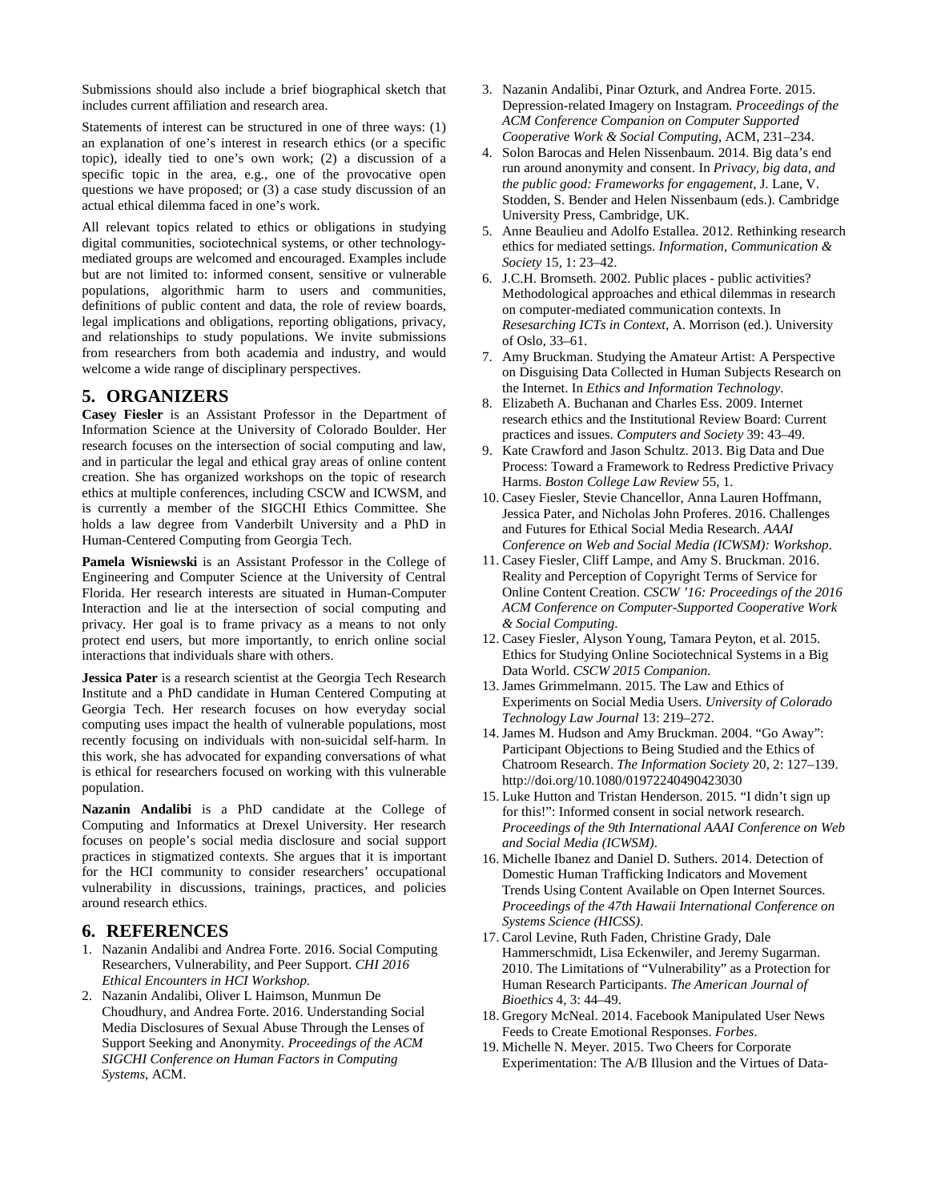Submissions should also include a brief biographical sketch that includes current affiliation and research area.

Statements of interest can be structured in one of three ways: (1) an explanation of one's interest in research ethics (or a specific topic), ideally tied to one's own work; (2) a discussion of a specific topic in the area, e.g., one of the provocative open questions we have proposed; or (3) a case study discussion of an actual ethical dilemma faced in one's work.

All relevant topics related to ethics or obligations in studying digital communities, sociotechnical systems, or other technology-mediated groups are welcomed and encouraged. Examples include but are not limited to: informed consent, sensitive or vulnerable populations, algorithmic harm to users and communities, definitions of public content and data, the role of review boards, legal implications and obligations, reporting obligations, privacy, and relationships to study populations. We invite submissions from researchers from both academia and industry, and would welcome a wide range of disciplinary perspectives.

## 5. ORGANIZERS

**Casey Fiesler** is an Assistant Professor in the Department of Information Science at the University of Colorado Boulder. Her research focuses on the intersection of social computing and law, and in particular the legal and ethical gray areas of online content creation. She has organized workshops on the topic of research ethics at multiple conferences, including CSCW and ICWSM, and is currently a member of the SIGCHI Ethics Committee. She holds a law degree from Vanderbilt University and a PhD in Human-Centered Computing from Georgia Tech.

**Pamela Wisniewski** is an Assistant Professor in the College of Engineering and Computer Science at the University of Central Florida. Her research interests are situated in Human-Computer Interaction and lie at the intersection of social computing and privacy. Her goal is to frame privacy as a means to not only protect end users, but more importantly, to enrich online social interactions that individuals share with others.

**Jessica Pater** is a research scientist at the Georgia Tech Research Institute and a PhD candidate in Human Centered Computing at Georgia Tech. Her research focuses on how everyday social computing uses impact the health of vulnerable populations, most recently focusing on individuals with non-suicidal self-harm. In this work, she has advocated for expanding conversations of what is ethical for researchers focused on working with this vulnerable population.

**Nazanin Andalibi** is a PhD candidate at the College of Computing and Informatics at Drexel University. Her research focuses on people's social media disclosure and social support practices in stigmatized contexts. She argues that it is important for the HCI community to consider researchers' occupational vulnerability in discussions, trainings, practices, and policies around research ethics.

## 6. REFERENCES

1. Nazanin Andalibi and Andrea Forte. 2016. Social Computing Researchers, Vulnerability, and Peer Support. *CHI 2016 Ethical Encounters in HCI Workshop.*
2. Nazanin Andalibi, Oliver L Haimson, Munmun De Choudhury, and Andrea Forte. 2016. Understanding Social Media Disclosures of Sexual Abuse Through the Lenses of Support Seeking and Anonymity. *Proceedings of the ACM SIGCHI Conference on Human Factors in Computing Systems*, ACM.
3. Nazanin Andalibi, Pinar Ozturk, and Andrea Forte. 2015. Depression-related Imagery on Instagram. *Proceedings of the ACM Conference Companion on Computer Supported Cooperative Work & Social Computing*, ACM, 231–234.
4. Solon Barocas and Helen Nissenbaum. 2014. Big data's end run around anonymity and consent. In *Privacy, big data, and the public good: Frameworks for engagement*, J. Lane, V. Stodden, S. Bender and Helen Nissenbaum (eds.). Cambridge University Press, Cambridge, UK.
5. Anne Beaulieu and Adolfo Estallea. 2012. Rethinking research ethics for mediated settings. *Information, Communication & Society* 15, 1: 23–42.
6. J.C.H. Bromseth. 2002. Public places - public activities? Methodological approaches and ethical dilemmas in research on computer-mediated communication contexts. In *Resesarching ICTs in Context*, A. Morrison (ed.). University of Oslo, 33–61.
7. Amy Bruckman. Studying the Amateur Artist: A Perspective on Disguising Data Collected in Human Subjects Research on the Internet. In *Ethics and Information Technology*.
8. Elizabeth A. Buchanan and Charles Ess. 2009. Internet research ethics and the Institutional Review Board: Current practices and issues. *Computers and Society* 39: 43–49.
9. Kate Crawford and Jason Schultz. 2013. Big Data and Due Process: Toward a Framework to Redress Predictive Privacy Harms. *Boston College Law Review* 55, 1.
10. Casey Fiesler, Stevie Chancellor, Anna Lauren Hoffmann, Jessica Pater, and Nicholas John Proferes. 2016. Challenges and Futures for Ethical Social Media Research. *AAAI Conference on Web and Social Media (ICWSM): Workshop*.
11. Casey Fiesler, Cliff Lampe, and Amy S. Bruckman. 2016. Reality and Perception of Copyright Terms of Service for Online Content Creation. *CSCW '16: Proceedings of the 2016 ACM Conference on Computer-Supported Cooperative Work & Social Computing*.
12. Casey Fiesler, Alyson Young, Tamara Peyton, et al. 2015. Ethics for Studying Online Sociotechnical Systems in a Big Data World. *CSCW 2015 Companion*.
13. James Grimmelmann. 2015. The Law and Ethics of Experiments on Social Media Users. *University of Colorado Technology Law Journal* 13: 219–272.
14. James M. Hudson and Amy Bruckman. 2004. "Go Away": Participant Objections to Being Studied and the Ethics of Chatroom Research. *The Information Society* 20, 2: 127–139. http://doi.org/10.1080/01972240490423030
15. Luke Hutton and Tristan Henderson. 2015. "I didn't sign up for this!": Informed consent in social network research. *Proceedings of the 9th International AAAI Conference on Web and Social Media (ICWSM)*.
16. Michelle Ibanez and Daniel D. Suthers. 2014. Detection of Domestic Human Trafficking Indicators and Movement Trends Using Content Available on Open Internet Sources. *Proceedings of the 47th Hawaii International Conference on Systems Science (HICSS)*.
17. Carol Levine, Ruth Faden, Christine Grady, Dale Hammerschmidt, Lisa Eckenwiler, and Jeremy Sugarman. 2010. The Limitations of "Vulnerability" as a Protection for Human Research Participants. *The American Journal of Bioethics* 4, 3: 44–49.
18. Gregory McNeal. 2014. Facebook Manipulated User News Feeds to Create Emotional Responses. *Forbes*.
19. Michelle N. Meyer. 2015. Two Cheers for Corporate Experimentation: The A/B Illusion and the Virtues of Data-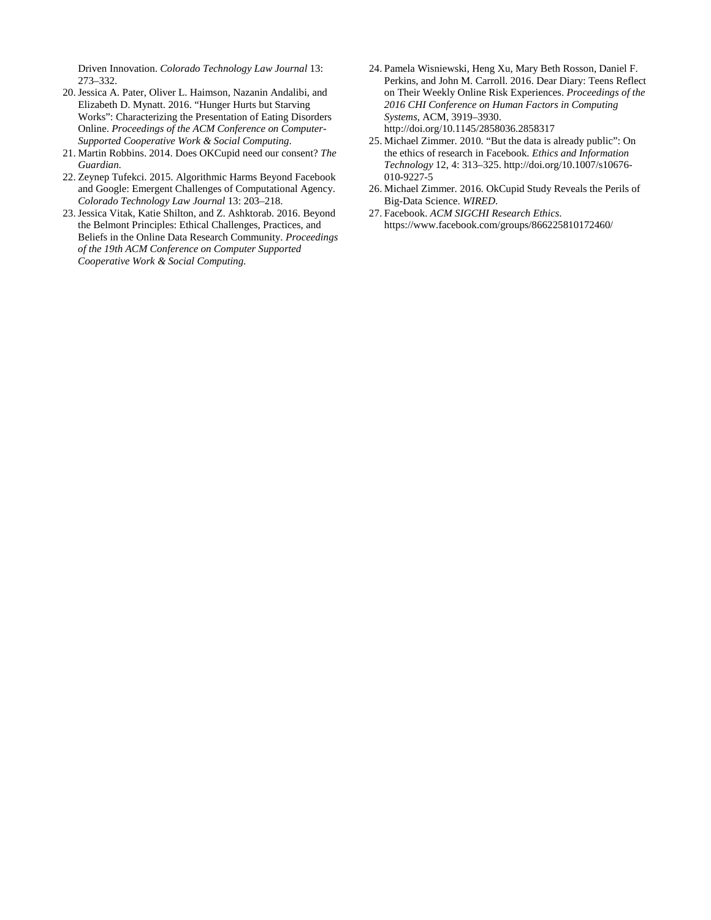Driven Innovation. *Colorado Technology Law Journal* 13: 273–332.

20. Jessica A. Pater, Oliver L. Haimson, Nazanin Andalibi, and Elizabeth D. Mynatt. 2016. "Hunger Hurts but Starving Works": Characterizing the Presentation of Eating Disorders Online. *Proceedings of the ACM Conference on Computer-Supported Cooperative Work & Social Computing*.
21. Martin Robbins. 2014. Does OKCupid need our consent? *The Guardian*.
22. Zeynep Tufekci. 2015. Algorithmic Harms Beyond Facebook and Google: Emergent Challenges of Computational Agency. *Colorado Technology Law Journal* 13: 203–218.
23. Jessica Vitak, Katie Shilton, and Z. Ashktorab. 2016. Beyond the Belmont Principles: Ethical Challenges, Practices, and Beliefs in the Online Data Research Community. *Proceedings of the 19th ACM Conference on Computer Supported Cooperative Work & Social Computing.*
24. Pamela Wisniewski, Heng Xu, Mary Beth Rosson, Daniel F. Perkins, and John M. Carroll. 2016. Dear Diary: Teens Reflect on Their Weekly Online Risk Experiences. *Proceedings of the 2016 CHI Conference on Human Factors in Computing Systems*, ACM, 3919–3930. http://doi.org/10.1145/2858036.2858317
25. Michael Zimmer. 2010. "But the data is already public": On the ethics of research in Facebook. *Ethics and Information Technology* 12, 4: 313–325. http://doi.org/10.1007/s10676-010-9227-5
26. Michael Zimmer. 2016. OkCupid Study Reveals the Perils of Big-Data Science. *WIRED*.
27. Facebook. *ACM SIGCHI Research Ethics*. https://www.facebook.com/groups/866225810172460/